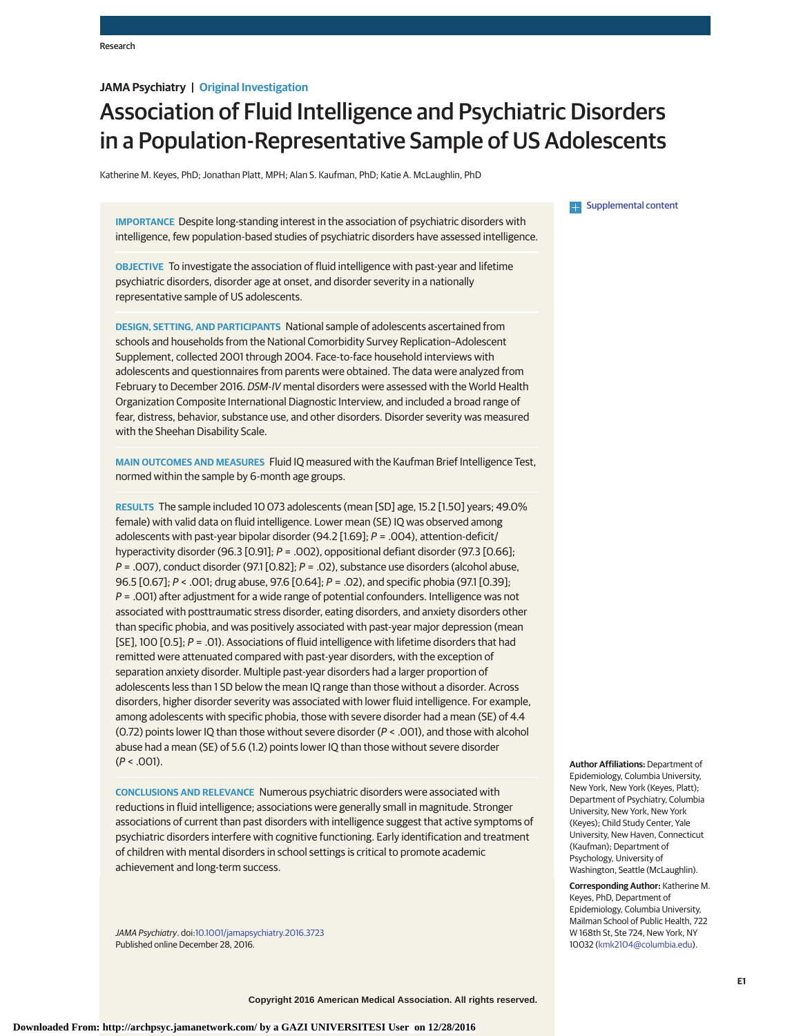Research

**JAMA Psychiatry | Original Investigation**

# Association of Fluid Intelligence and Psychiatric Disorders in a Population-Representative Sample of US Adolescents

Katherine M. Keyes, PhD; Jonathan Platt, MPH; Alan S. Kaufman, PhD; Katie A. McLaughlin, PhD

Supplemental content

**IMPORTANCE** Despite long-standing interest in the association of psychiatric disorders with intelligence, few population-based studies of psychiatric disorders have assessed intelligence.

**OBJECTIVE** To investigate the association of fluid intelligence with past-year and lifetime psychiatric disorders, disorder age at onset, and disorder severity in a nationally representative sample of US adolescents.

**DESIGN, SETTING, AND PARTICIPANTS** National sample of adolescents ascertained from schools and households from the National Comorbidity Survey Replication–Adolescent Supplement, collected 2001 through 2004. Face-to-face household interviews with adolescents and questionnaires from parents were obtained. The data were analyzed from February to December 2016. *DSM-IV* mental disorders were assessed with the World Health Organization Composite International Diagnostic Interview, and included a broad range of fear, distress, behavior, substance use, and other disorders. Disorder severity was measured with the Sheehan Disability Scale.

**MAIN OUTCOMES AND MEASURES** Fluid IQ measured with the Kaufman Brief Intelligence Test, normed within the sample by 6-month age groups.

**RESULTS** The sample included 10 073 adolescents (mean [SD] age, 15.2 [1.50] years; 49.0% female) with valid data on fluid intelligence. Lower mean (SE) IQ was observed among adolescents with past-year bipolar disorder (94.2 [1.69]; *P* = .004), attention-deficit/hyperactivity disorder (96.3 [0.91]; *P* = .002), oppositional defiant disorder (97.3 [0.66]; *P* = .007), conduct disorder (97.1 [0.82]; *P* = .02), substance use disorders (alcohol abuse, 96.5 [0.67]; *P* < .001; drug abuse, 97.6 [0.64]; *P* = .02), and specific phobia (97.1 [0.39]; *P* = .001) after adjustment for a wide range of potential confounders. Intelligence was not associated with posttraumatic stress disorder, eating disorders, and anxiety disorders other than specific phobia, and was positively associated with past-year major depression (mean [SE], 100 [0.5]; *P* = .01). Associations of fluid intelligence with lifetime disorders that had remitted were attenuated compared with past-year disorders, with the exception of separation anxiety disorder. Multiple past-year disorders had a larger proportion of adolescents less than 1 SD below the mean IQ range than those without a disorder. Across disorders, higher disorder severity was associated with lower fluid intelligence. For example, among adolescents with specific phobia, those with severe disorder had a mean (SE) of 4.4 (0.72) points lower IQ than those without severe disorder (*P* < .001), and those with alcohol abuse had a mean (SE) of 5.6 (1.2) points lower IQ than those without severe disorder (*P* < .001).

**CONCLUSIONS AND RELEVANCE** Numerous psychiatric disorders were associated with reductions in fluid intelligence; associations were generally small in magnitude. Stronger associations of current than past disorders with intelligence suggest that active symptoms of psychiatric disorders interfere with cognitive functioning. Early identification and treatment of children with mental disorders in school settings is critical to promote academic achievement and long-term success.

*JAMA Psychiatry*. doi:10.1001/jamapsychiatry.2016.3723
Published online December 28, 2016.

**Author Affiliations:** Department of Epidemiology, Columbia University, New York, New York (Keyes, Platt); Department of Psychiatry, Columbia University, New York, New York (Keyes); Child Study Center, Yale University, New Haven, Connecticut (Kaufman); Department of Psychology, University of Washington, Seattle (McLaughlin).

**Corresponding Author:** Katherine M. Keyes, PhD, Department of Epidemiology, Columbia University, Mailman School of Public Health, 722 W 168th St, Ste 724, New York, NY 10032 (kmk2104@columbia.edu).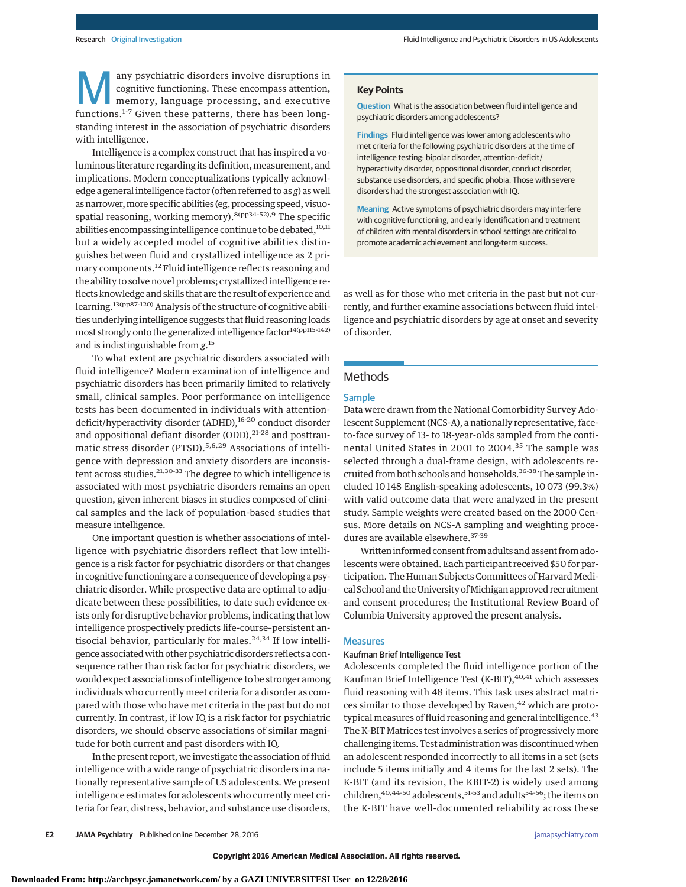Many psychiatric disorders involve disruptions in cognitive functioning. These encompass attention, memory, language processing, and executive functions.[1-7] Given these patterns, there has been longstanding interest in the association of psychiatric disorders with intelligence.

Intelligence is a complex construct that has inspired a voluminous literature regarding its definition, measurement, and implications. Modern conceptualizations typically acknowledge a general intelligence factor (often referred to as *g*) as well as narrower, more specific abilities (eg, processing speed, visuospatial reasoning, working memory).[8(pp34-52),9] The specific abilities encompassing intelligence continue to be debated,[10,11] but a widely accepted model of cognitive abilities distinguishes between fluid and crystallized intelligence as 2 primary components.[12] Fluid intelligence reflects reasoning and the ability to solve novel problems; crystallized intelligence reflects knowledge and skills that are the result of experience and learning.[13(pp87-120)] Analysis of the structure of cognitive abilities underlying intelligence suggests that fluid reasoning loads most strongly onto the generalized intelligence factor[14(pp115-142)] and is indistinguishable from *g*.[15]

To what extent are psychiatric disorders associated with fluid intelligence? Modern examination of intelligence and psychiatric disorders has been primarily limited to relatively small, clinical samples. Poor performance on intelligence tests has been documented in individuals with attention-deficit/hyperactivity disorder (ADHD),[16-20] conduct disorder and oppositional defiant disorder (ODD),[21-28] and posttraumatic stress disorder (PTSD).[5,6,29] Associations of intelligence with depression and anxiety disorders are inconsistent across studies.[21,30-33] The degree to which intelligence is associated with most psychiatric disorders remains an open question, given inherent biases in studies composed of clinical samples and the lack of population-based studies that measure intelligence.

One important question is whether associations of intelligence with psychiatric disorders reflect that low intelligence is a risk factor for psychiatric disorders or that changes in cognitive functioning are a consequence of developing a psychiatric disorder. While prospective data are optimal to adjudicate between these possibilities, to date such evidence exists only for disruptive behavior problems, indicating that low intelligence prospectively predicts life-course–persistent antisocial behavior, particularly for males.[24,34] If low intelligence associated with other psychiatric disorders reflects a consequence rather than risk factor for psychiatric disorders, we would expect associations of intelligence to be stronger among individuals who currently meet criteria for a disorder as compared with those who have met criteria in the past but do not currently. In contrast, if low IQ is a risk factor for psychiatric disorders, we should observe associations of similar magnitude for both current and past disorders with IQ.

In the present report, we investigate the association of fluid intelligence with a wide range of psychiatric disorders in a nationally representative sample of US adolescents. We present intelligence estimates for adolescents who currently meet criteria for fear, distress, behavior, and substance use disorders, as well as for those who met criteria in the past but not currently, and further examine associations between fluid intelligence and psychiatric disorders by age at onset and severity of disorder.

**Key Points**

**Question** What is the association between fluid intelligence and psychiatric disorders among adolescents?

**Findings** Fluid intelligence was lower among adolescents who met criteria for the following psychiatric disorders at the time of intelligence testing: bipolar disorder, attention-deficit/hyperactivity disorder, oppositional defiant disorder, conduct disorder, substance use disorders, and specific phobia. Those with severe disorders had the strongest association with IQ.

**Meaning** Active symptoms of psychiatric disorders may interfere with cognitive functioning, and early identification and treatment of children with mental disorders in school settings are critical to promote academic achievement and long-term success.

## Methods

### Sample

Data were drawn from the National Comorbidity Survey Adolescent Supplement (NCS-A), a nationally representative, face-to-face survey of 13- to 18-year-olds sampled from the continental United States in 2001 to 2004.[35] The sample was selected through a dual-frame design, with adolescents recruited from both schools and households.[36-38] The sample included 10 148 English-speaking adolescents, 10 073 (99.3%) with valid outcome data that were analyzed in the present study. Sample weights were created based on the 2000 Census. More details on NCS-A sampling and weighting procedures are available elsewhere.[37-39]

Written informed consent from adults and assent from adolescents were obtained. Each participant received $50 for participation. The Human Subjects Committees of Harvard Medical School and the University of Michigan approved recruitment and consent procedures; the Institutional Review Board of Columbia University approved the present analysis.

### Measures

#### Kaufman Brief Intelligence Test

Adolescents completed the fluid intelligence portion of the Kaufman Brief Intelligence Test (K-BIT),[40,41] which assesses fluid reasoning with 48 items. This task uses abstract matrices similar to those developed by Raven,[42] which are prototypical measures of fluid reasoning and general intelligence.[43] The K-BIT Matrices test involves a series of progressively more challenging items. Test administration was discontinued when an adolescent responded incorrectly to all items in a set (sets include 5 items initially and 4 items for the last 2 sets). The K-BIT (and its revision, the KBIT-2) is widely used among children,[40,44-50] adolescents,[51-53] and adults[54-56]; the items on the K-BIT have well-documented reliability across these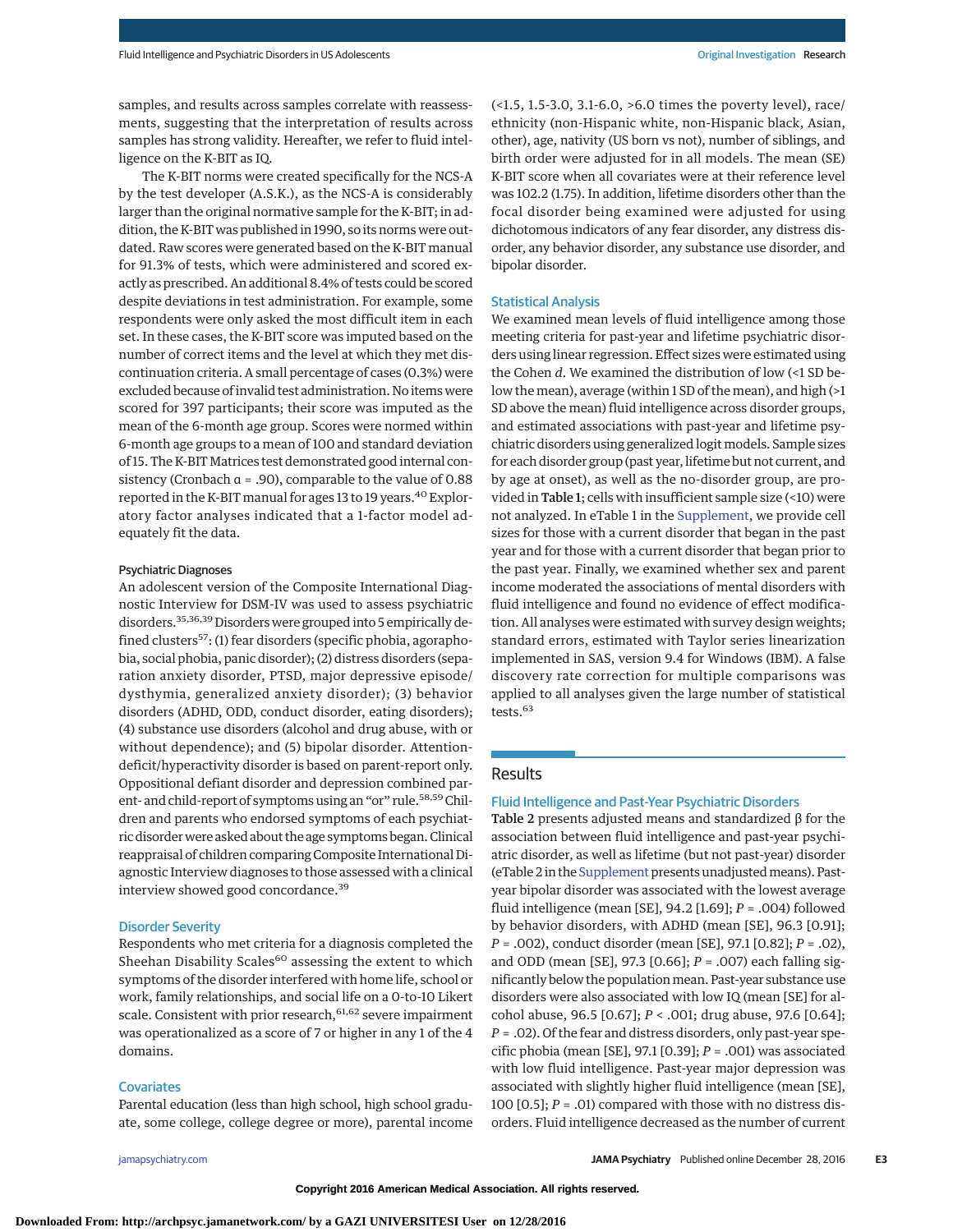samples, and results across samples correlate with reassessments, suggesting that the interpretation of results across samples has strong validity. Hereafter, we refer to fluid intelligence on the K-BIT as IQ.

The K-BIT norms were created specifically for the NCS-A by the test developer (A.S.K.), as the NCS-A is considerably larger than the original normative sample for the K-BIT; in addition, the K-BIT was published in 1990, so its norms were outdated. Raw scores were generated based on the K-BIT manual for 91.3% of tests, which were administered and scored exactly as prescribed. An additional 8.4% of tests could be scored despite deviations in test administration. For example, some respondents were only asked the most difficult item in each set. In these cases, the K-BIT score was imputed based on the number of correct items and the level at which they met discontinuation criteria. A small percentage of cases (0.3%) were excluded because of invalid test administration. No items were scored for 397 participants; their score was imputed as the mean of the 6-month age group. Scores were normed within 6-month age groups to a mean of 100 and standard deviation of 15. The K-BIT Matrices test demonstrated good internal consistency (Cronbach α = .90), comparable to the value of 0.88 reported in the K-BIT manual for ages 13 to 19 years.[40] Exploratory factor analyses indicated that a 1-factor model adequately fit the data.

#### Psychiatric Diagnoses

An adolescent version of the Composite International Diagnostic Interview for DSM-IV was used to assess psychiatric disorders.[35,36,39] Disorders were grouped into 5 empirically defined clusters[57]: (1) fear disorders (specific phobia, agoraphobia, social phobia, panic disorder); (2) distress disorders (separation anxiety disorder, PTSD, major depressive episode/dysthymia, generalized anxiety disorder); (3) behavior disorders (ADHD, ODD, conduct disorder, eating disorders); (4) substance use disorders (alcohol and drug abuse, with or without dependence); and (5) bipolar disorder. Attention-deficit/hyperactivity disorder is based on parent-report only. Oppositional defiant disorder and depression combined parent- and child-report of symptoms using an "or" rule.[58,59] Children and parents who endorsed symptoms of each psychiatric disorder were asked about the age symptoms began. Clinical reappraisal of children comparing Composite International Diagnostic Interview diagnoses to those assessed with a clinical interview showed good concordance.[39]

### Disorder Severity

Respondents who met criteria for a diagnosis completed the Sheehan Disability Scales[60] assessing the extent to which symptoms of the disorder interfered with home life, school or work, family relationships, and social life on a 0-to-10 Likert scale. Consistent with prior research,[61,62] severe impairment was operationalized as a score of 7 or higher in any 1 of the 4 domains.

### Covariates

Parental education (less than high school, high school graduate, some college, college degree or more), parental income (<1.5, 1.5-3.0, 3.1-6.0, >6.0 times the poverty level), race/ethnicity (non-Hispanic white, non-Hispanic black, Asian, other), age, nativity (US born vs not), number of siblings, and birth order were adjusted for in all models. The mean (SE) K-BIT score when all covariates were at their reference level was 102.2 (1.75). In addition, lifetime disorders other than the focal disorder being examined were adjusted for using dichotomous indicators of any fear disorder, any distress disorder, any behavior disorder, any substance use disorder, and bipolar disorder.

### Statistical Analysis

We examined mean levels of fluid intelligence among those meeting criteria for past-year and lifetime psychiatric disorders using linear regression. Effect sizes were estimated using the Cohen *d*. We examined the distribution of low (<1 SD below the mean), average (within 1 SD of the mean), and high (>1 SD above the mean) fluid intelligence across disorder groups, and estimated associations with past-year and lifetime psychiatric disorders using generalized logit models. Sample sizes for each disorder group (past year, lifetime but not current, and by age at onset), as well as the no-disorder group, are provided in **Table 1**; cells with insufficient sample size (<10) were not analyzed. In eTable 1 in the Supplement, we provide cell sizes for those with a current disorder that began in the past year and for those with a current disorder that began prior to the past year. Finally, we examined whether sex and parent income moderated the associations of mental disorders with fluid intelligence and found no evidence of effect modification. All analyses were estimated with survey design weights; standard errors, estimated with Taylor series linearization implemented in SAS, version 9.4 for Windows (IBM). A false discovery rate correction for multiple comparisons was applied to all analyses given the large number of statistical tests.[63]

## Results

### Fluid Intelligence and Past-Year Psychiatric Disorders

**Table 2** presents adjusted means and standardized β for the association between fluid intelligence and past-year psychiatric disorder, as well as lifetime (but not past-year) disorder (eTable 2 in the Supplement presents unadjusted means). Past-year bipolar disorder was associated with the lowest average fluid intelligence (mean [SE], 94.2 [1.69]; *P* = .004) followed by behavior disorders, with ADHD (mean [SE], 96.3 [0.91]; *P* = .002), conduct disorder (mean [SE], 97.1 [0.82]; *P* = .02), and ODD (mean [SE], 97.3 [0.66]; *P* = .007) each falling significantly below the population mean. Past-year substance use disorders were also associated with low IQ (mean [SE] for alcohol abuse, 96.5 [0.67]; *P* < .001; drug abuse, 97.6 [0.64]; *P* = .02). Of the fear and distress disorders, only past-year specific phobia (mean [SE], 97.1 [0.39]; *P* = .001) was associated with low fluid intelligence. Past-year major depression was associated with slightly higher fluid intelligence (mean [SE], 100 [0.5]; *P* = .01) compared with those with no distress disorders. Fluid intelligence decreased as the number of current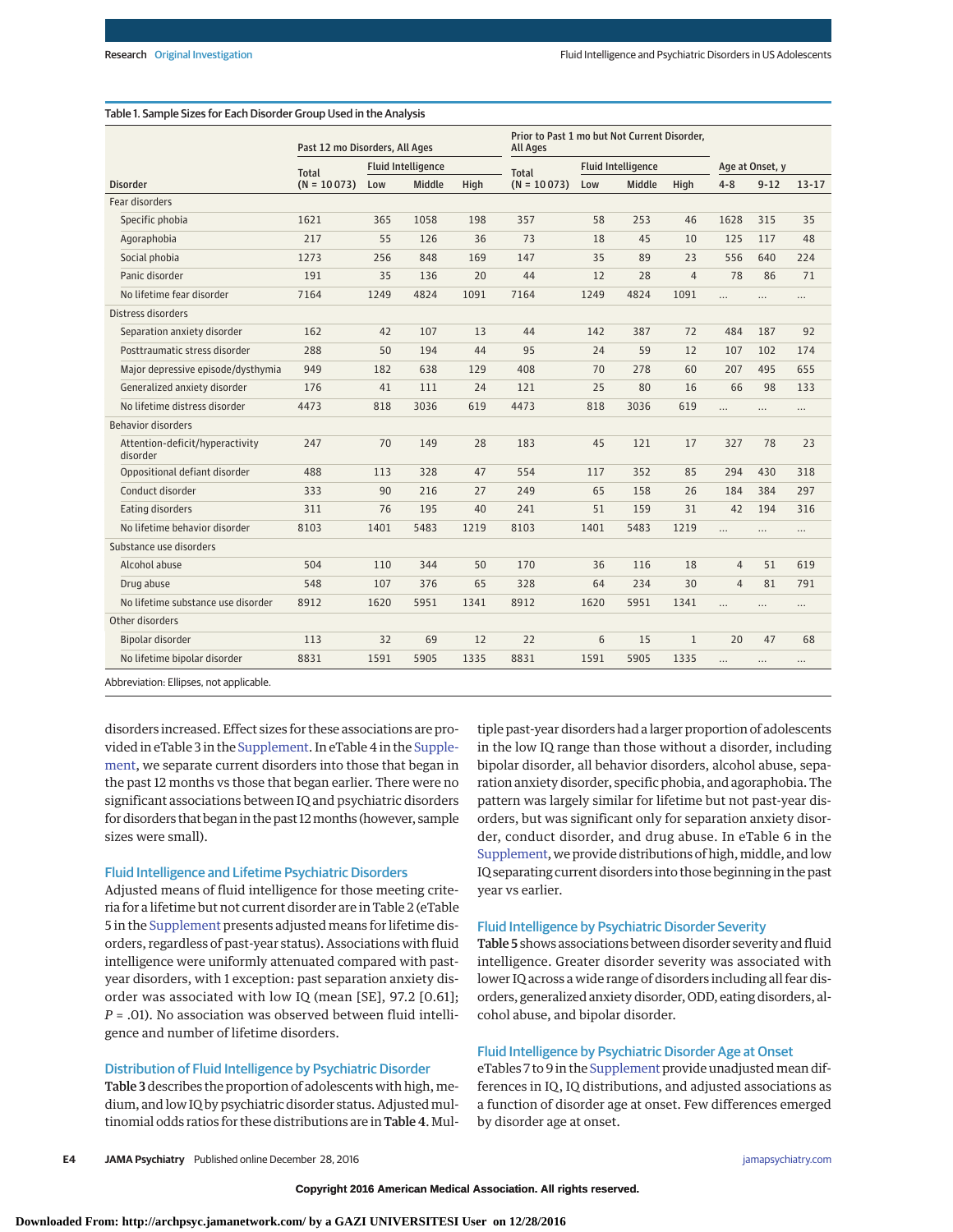Table 1. Sample Sizes for Each Disorder Group Used in the Analysis

| Disorder | Past 12 mo Disorders, All Ages | | | | Prior to Past 1 mo but Not Current Disorder, All Ages | | | | Age at Onset, y | | |
|---|---|---|---|---|---|---|---|---|---|---|---|
| | Total (N = 10 073) | Fluid Intelligence | | | Total (N = 10 073) | Fluid Intelligence | | | | | |
| | | Low | Middle | High | | Low | Middle | High | 4-8 | 9-12 | 13-17 |
| Fear disorders | | | | | | | | | | | |
| Specific phobia | 1621 | 365 | 1058 | 198 | 357 | 58 | 253 | 46 | 1628 | 315 | 35 |
| Agoraphobia | 217 | 55 | 126 | 36 | 73 | 18 | 45 | 10 | 125 | 117 | 48 |
| Social phobia | 1273 | 256 | 848 | 169 | 147 | 35 | 89 | 23 | 556 | 640 | 224 |
| Panic disorder | 191 | 35 | 136 | 20 | 44 | 12 | 28 | 4 | 78 | 86 | 71 |
| No lifetime fear disorder | 7164 | 1249 | 4824 | 1091 | 7164 | 1249 | 4824 | 1091 | ... | ... | ... |
| Distress disorders | | | | | | | | | | | |
| Separation anxiety disorder | 162 | 42 | 107 | 13 | 44 | 142 | 387 | 72 | 484 | 187 | 92 |
| Posttraumatic stress disorder | 288 | 50 | 194 | 44 | 95 | 24 | 59 | 12 | 107 | 102 | 174 |
| Major depressive episode/dysthymia | 949 | 182 | 638 | 129 | 408 | 70 | 278 | 60 | 207 | 495 | 655 |
| Generalized anxiety disorder | 176 | 41 | 111 | 24 | 121 | 25 | 80 | 16 | 66 | 98 | 133 |
| No lifetime distress disorder | 4473 | 818 | 3036 | 619 | 4473 | 818 | 3036 | 619 | ... | ... | ... |
| Behavior disorders | | | | | | | | | | | |
| Attention-deficit/hyperactivity disorder | 247 | 70 | 149 | 28 | 183 | 45 | 121 | 17 | 327 | 78 | 23 |
| Oppositional defiant disorder | 488 | 113 | 328 | 47 | 554 | 117 | 352 | 85 | 294 | 430 | 318 |
| Conduct disorder | 333 | 90 | 216 | 27 | 249 | 65 | 158 | 26 | 184 | 384 | 297 |
| Eating disorders | 311 | 76 | 195 | 40 | 241 | 51 | 159 | 31 | 42 | 194 | 316 |
| No lifetime behavior disorder | 8103 | 1401 | 5483 | 1219 | 8103 | 1401 | 5483 | 1219 | ... | ... | ... |
| Substance use disorders | | | | | | | | | | | |
| Alcohol abuse | 504 | 110 | 344 | 50 | 170 | 36 | 116 | 18 | 4 | 51 | 619 |
| Drug abuse | 548 | 107 | 376 | 65 | 328 | 64 | 234 | 30 | 4 | 81 | 791 |
| No lifetime substance use disorder | 8912 | 1620 | 5951 | 1341 | 8912 | 1620 | 5951 | 1341 | ... | ... | ... |
| Other disorders | | | | | | | | | | | |
| Bipolar disorder | 113 | 32 | 69 | 12 | 22 | 6 | 15 | 1 | 20 | 47 | 68 |
| No lifetime bipolar disorder | 8831 | 1591 | 5905 | 1335 | 8831 | 1591 | 5905 | 1335 | ... | ... | ... |

Abbreviation: Ellipses, not applicable.

disorders increased. Effect sizes for these associations are provided in eTable 3 in the Supplement. In eTable 4 in the Supplement, we separate current disorders into those that began in the past 12 months vs those that began earlier. There were no significant associations between IQ and psychiatric disorders for disorders that began in the past 12 months (however, sample sizes were small).

### Fluid Intelligence and Lifetime Psychiatric Disorders

Adjusted means of fluid intelligence for those meeting criteria for a lifetime but not current disorder are in Table 2 (eTable 5 in the Supplement presents adjusted means for lifetime disorders, regardless of past-year status). Associations with fluid intelligence were uniformly attenuated compared with past-year disorders, with 1 exception: past separation anxiety disorder was associated with low IQ (mean [SE], 97.2 [0.61]; $P = .01$). No association was observed between fluid intelligence and number of lifetime disorders.

### Distribution of Fluid Intelligence by Psychiatric Disorder

**Table 3** describes the proportion of adolescents with high, medium, and low IQ by psychiatric disorder status. Adjusted multinomial odds ratios for these distributions are in **Table 4**. Multiple past-year disorders had a larger proportion of adolescents in the low IQ range than those without a disorder, including bipolar disorder, all behavior disorders, alcohol abuse, separation anxiety disorder, specific phobia, and agoraphobia. The pattern was largely similar for lifetime but not past-year disorders, but was significant only for separation anxiety disorder, conduct disorder, and drug abuse. In eTable 6 in the Supplement, we provide distributions of high, middle, and low IQ separating current disorders into those beginning in the past year vs earlier.

### Fluid Intelligence by Psychiatric Disorder Severity

**Table 5** shows associations between disorder severity and fluid intelligence. Greater disorder severity was associated with lower IQ across a wide range of disorders including all fear disorders, generalized anxiety disorder, ODD, eating disorders, alcohol abuse, and bipolar disorder.

### Fluid Intelligence by Psychiatric Disorder Age at Onset

eTables 7 to 9 in the Supplement provide unadjusted mean differences in IQ, IQ distributions, and adjusted associations as a function of disorder age at onset. Few differences emerged by disorder age at onset.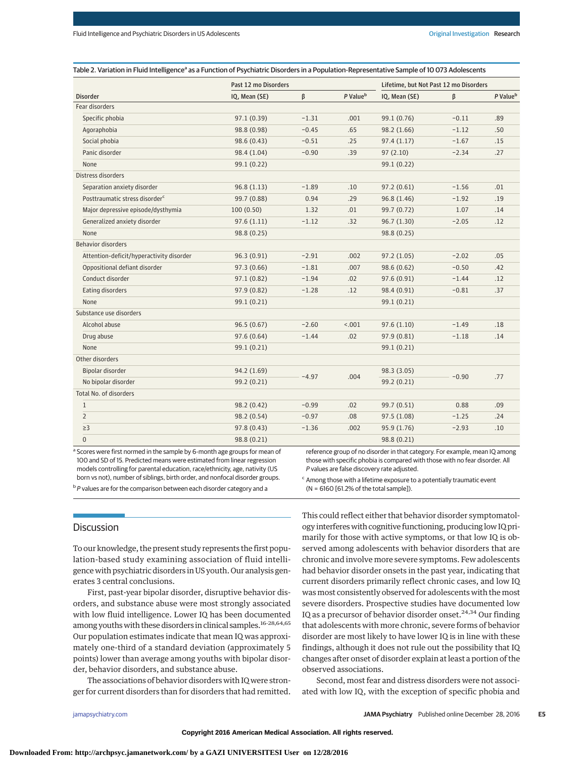Table 2. Variation in Fluid Intelligence[a] as a Function of Psychiatric Disorders in a Population-Representative Sample of 10 073 Adolescents

| Disorder | Past 12 mo Disorders | | | Lifetime, but Not Past 12 mo Disorders | | |
|---|---|---|---|---|---|---|
| | IQ, Mean (SE) | β | P Value[b] | IQ, Mean (SE) | β | P Value[b] |
| **Fear disorders** | | | | | | |
| Specific phobia | 97.1 (0.39) | −1.31 | .001 | 99.1 (0.76) | −0.11 | .89 |
| Agoraphobia | 98.8 (0.98) | −0.45 | .65 | 98.2 (1.66) | −1.12 | .50 |
| Social phobia | 98.6 (0.43) | −0.51 | .25 | 97.4 (1.17) | −1.67 | .15 |
| Panic disorder | 98.4 (1.04) | −0.90 | .39 | 97 (2.10) | −2.34 | .27 |
| None | 99.1 (0.22) | | | 99.1 (0.22) | | |
| **Distress disorders** | | | | | | |
| Separation anxiety disorder | 96.8 (1.13) | −1.89 | .10 | 97.2 (0.61) | −1.56 | .01 |
| Posttraumatic stress disorder[c] | 99.7 (0.88) | 0.94 | .29 | 96.8 (1.46) | −1.92 | .19 |
| Major depressive episode/dysthymia | 100 (0.50) | 1.32 | .01 | 99.7 (0.72) | 1.07 | .14 |
| Generalized anxiety disorder | 97.6 (1.11) | −1.12 | .32 | 96.7 (1.30) | −2.05 | .12 |
| None | 98.8 (0.25) | | | 98.8 (0.25) | | |
| **Behavior disorders** | | | | | | |
| Attention-deficit/hyperactivity disorder | 96.3 (0.91) | −2.91 | .002 | 97.2 (1.05) | −2.02 | .05 |
| Oppositional defiant disorder | 97.3 (0.66) | −1.81 | .007 | 98.6 (0.62) | −0.50 | .42 |
| Conduct disorder | 97.1 (0.82) | −1.94 | .02 | 97.6 (0.91) | −1.44 | .12 |
| Eating disorders | 97.9 (0.82) | −1.28 | .12 | 98.4 (0.91) | −0.81 | .37 |
| None | 99.1 (0.21) | | | 99.1 (0.21) | | |
| **Substance use disorders** | | | | | | |
| Alcohol abuse | 96.5 (0.67) | −2.60 | <.001 | 97.6 (1.10) | −1.49 | .18 |
| Drug abuse | 97.6 (0.64) | −1.44 | .02 | 97.9 (0.81) | −1.18 | .14 |
| None | 99.1 (0.21) | | | 99.1 (0.21) | | |
| **Other disorders** | | | | | | |
| Bipolar disorder | 94.2 (1.69) | −4.97 | .004 | 98.3 (3.05) | −0.90 | .77 |
| No bipolar disorder | 99.2 (0.21) | | | 99.2 (0.21) | | |
| **Total No. of disorders** | | | | | | |
| 1 | 98.2 (0.42) | −0.99 | .02 | 99.7 (0.51) | 0.88 | .09 |
| 2 | 98.2 (0.54) | −0.97 | .08 | 97.5 (1.08) | −1.25 | .24 |
| ≥3 | 97.8 (0.43) | −1.36 | .002 | 95.9 (1.76) | −2.93 | .10 |
| 0 | 98.8 (0.21) | | | 98.8 (0.21) | | |

[a] Scores were first normed in the sample by 6-month age groups for mean of 100 and SD of 15. Predicted means were estimated from linear regression models controlling for parental education, race/ethnicity, age, nativity (US born vs not), number of siblings, birth order, and nonfocal disorder groups.

[b] *P* values are for the comparison between each disorder category and a reference group of no disorder in that category. For example, mean IQ among those with specific phobia is compared with those with no fear disorder. All *P* values are false discovery rate adjusted.

[c] Among those with a lifetime exposure to a potentially traumatic event (N = 6160 [61.2% of the total sample]).

## Discussion

To our knowledge, the present study represents the first population-based study examining association of fluid intelligence with psychiatric disorders in US youth. Our analysis generates 3 central conclusions.

First, past-year bipolar disorder, disruptive behavior disorders, and substance abuse were most strongly associated with low fluid intelligence. Lower IQ has been documented among youths with these disorders in clinical samples.[16-28,64,65] Our population estimates indicate that mean IQ was approximately one-third of a standard deviation (approximately 5 points) lower than average among youths with bipolar disorder, behavior disorders, and substance abuse.

The associations of behavior disorders with IQ were stronger for current disorders than for disorders that had remitted. This could reflect either that behavior disorder symptomatology interferes with cognitive functioning, producing low IQ primarily for those with active symptoms, or that low IQ is observed among adolescents with behavior disorders that are chronic and involve more severe symptoms. Few adolescents had behavior disorder onsets in the past year, indicating that current disorders primarily reflect chronic cases, and low IQ was most consistently observed for adolescents with the most severe disorders. Prospective studies have documented low IQ as a precursor of behavior disorder onset.[24,34] Our finding that adolescents with more chronic, severe forms of behavior disorder are most likely to have lower IQ is in line with these findings, although it does not rule out the possibility that IQ changes after onset of disorder explain at least a portion of the observed associations.

Second, most fear and distress disorders were not associated with low IQ, with the exception of specific phobia and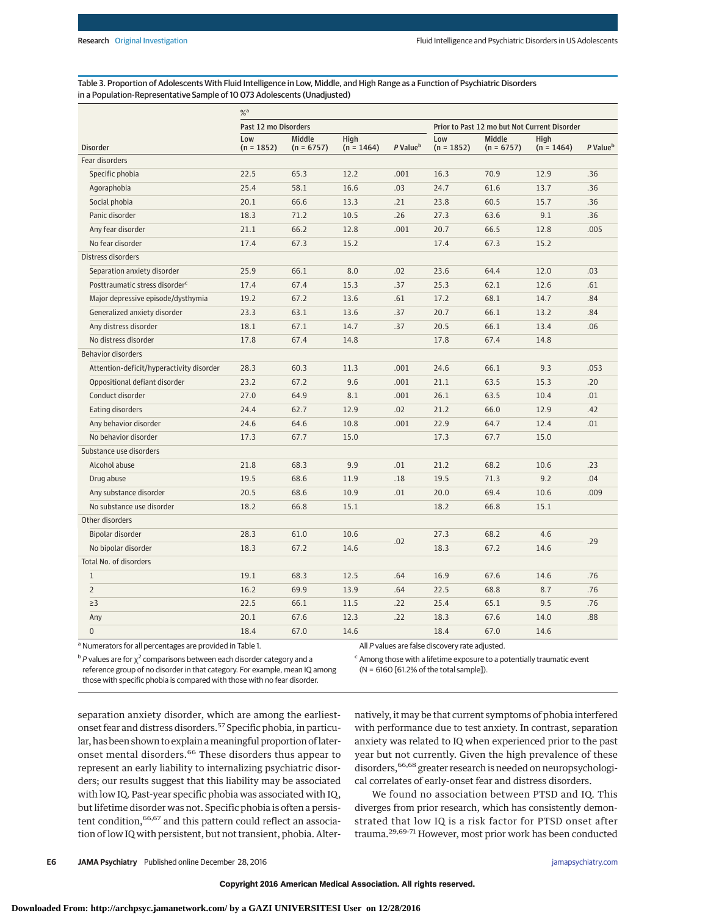Table 3. Proportion of Adolescents With Fluid Intelligence in Low, Middle, and High Range as a Function of Psychiatric Disorders in a Population-Representative Sample of 10 073 Adolescents (Unadjusted)

| Disorder | %[a] Past 12 mo Disorders Low (n = 1852) | Middle (n = 6757) | High (n = 1464) | P Value[b] | Prior to Past 12 mo but Not Current Disorder Low (n = 1852) | Middle (n = 6757) | High (n = 1464) | P Value[b] |
|---|---|---|---|---|---|---|---|---|
| **Fear disorders** | | | | | | | | |
| Specific phobia | 22.5 | 65.3 | 12.2 | .001 | 16.3 | 70.9 | 12.9 | .36 |
| Agoraphobia | 25.4 | 58.1 | 16.6 | .03 | 24.7 | 61.6 | 13.7 | .36 |
| Social phobia | 20.1 | 66.6 | 13.3 | .21 | 23.8 | 60.5 | 15.7 | .36 |
| Panic disorder | 18.3 | 71.2 | 10.5 | .26 | 27.3 | 63.6 | 9.1 | .36 |
| Any fear disorder | 21.1 | 66.2 | 12.8 | .001 | 20.7 | 66.5 | 12.8 | .005 |
| No fear disorder | 17.4 | 67.3 | 15.2 | | 17.4 | 67.3 | 15.2 | |
| **Distress disorders** | | | | | | | | |
| Separation anxiety disorder | 25.9 | 66.1 | 8.0 | .02 | 23.6 | 64.4 | 12.0 | .03 |
| Posttraumatic stress disorder[c] | 17.4 | 67.4 | 15.3 | .37 | 25.3 | 62.1 | 12.6 | .61 |
| Major depressive episode/dysthymia | 19.2 | 67.2 | 13.6 | .61 | 17.2 | 68.1 | 14.7 | .84 |
| Generalized anxiety disorder | 23.3 | 63.1 | 13.6 | .37 | 20.7 | 66.1 | 13.2 | .84 |
| Any distress disorder | 18.1 | 67.1 | 14.7 | .37 | 20.5 | 66.1 | 13.4 | .06 |
| No distress disorder | 17.8 | 67.4 | 14.8 | | 17.8 | 67.4 | 14.8 | |
| **Behavior disorders** | | | | | | | | |
| Attention-deficit/hyperactivity disorder | 28.3 | 60.3 | 11.3 | .001 | 24.6 | 66.1 | 9.3 | .053 |
| Oppositional defiant disorder | 23.2 | 67.2 | 9.6 | .001 | 21.1 | 63.5 | 15.3 | .20 |
| Conduct disorder | 27.0 | 64.9 | 8.1 | .001 | 26.1 | 63.5 | 10.4 | .01 |
| Eating disorders | 24.4 | 62.7 | 12.9 | .02 | 21.2 | 66.0 | 12.9 | .42 |
| Any behavior disorder | 24.6 | 64.6 | 10.8 | .001 | 22.9 | 64.7 | 12.4 | .01 |
| No behavior disorder | 17.3 | 67.7 | 15.0 | | 17.3 | 67.7 | 15.0 | |
| **Substance use disorders** | | | | | | | | |
| Alcohol abuse | 21.8 | 68.3 | 9.9 | .01 | 21.2 | 68.2 | 10.6 | .23 |
| Drug abuse | 19.5 | 68.6 | 11.9 | .18 | 19.5 | 71.3 | 9.2 | .04 |
| Any substance disorder | 20.5 | 68.6 | 10.9 | .01 | 20.0 | 69.4 | 10.6 | .009 |
| No substance use disorder | 18.2 | 66.8 | 15.1 | | 18.2 | 66.8 | 15.1 | |
| **Other disorders** | | | | | | | | |
| Bipolar disorder | 28.3 | 61.0 | 10.6 | .02 | 27.3 | 68.2 | 4.6 | .29 |
| No bipolar disorder | 18.3 | 67.2 | 14.6 | | 18.3 | 67.2 | 14.6 | |
| **Total No. of disorders** | | | | | | | | |
| 1 | 19.1 | 68.3 | 12.5 | .64 | 16.9 | 67.6 | 14.6 | .76 |
| 2 | 16.2 | 69.9 | 13.9 | .64 | 22.5 | 68.8 | 8.7 | .76 |
| ≥3 | 22.5 | 66.1 | 11.5 | .22 | 25.4 | 65.1 | 9.5 | .76 |
| Any | 20.1 | 67.6 | 12.3 | .22 | 18.3 | 67.6 | 14.0 | .88 |
| 0 | 18.4 | 67.0 | 14.6 | | 18.4 | 67.0 | 14.6 | |

[a] Numerators for all percentages are provided in Table 1.

[b] *P* values are for $\chi^2$ comparisons between each disorder category and a reference group of no disorder in that category. For example, mean IQ among those with specific phobia is compared with those with no fear disorder.

All *P* values are false discovery rate adjusted.

[c] Among those with a lifetime exposure to a potentially traumatic event (N = 6160 [61.2% of the total sample]).

separation anxiety disorder, which are among the earliest-onset fear and distress disorders.[57] Specific phobia, in particular, has been shown to explain a meaningful proportion of later-onset mental disorders.[66] These disorders thus appear to represent an early liability to internalizing psychiatric disorders; our results suggest that this liability may be associated with low IQ. Past-year specific phobia was associated with IQ, but lifetime disorder was not. Specific phobia is often a persistent condition,[66,67] and this pattern could reflect an association of low IQ with persistent, but not transient, phobia. Alternatively, it may be that current symptoms of phobia interfered with performance due to test anxiety. In contrast, separation anxiety was related to IQ when experienced prior to the past year but not currently. Given the high prevalence of these disorders,[66,68] greater research is needed on neuropsychological correlates of early-onset fear and distress disorders.

We found no association between PTSD and IQ. This diverges from prior research, which has consistently demonstrated that low IQ is a risk factor for PTSD onset after trauma.[29,69-71] However, most prior work has been conducted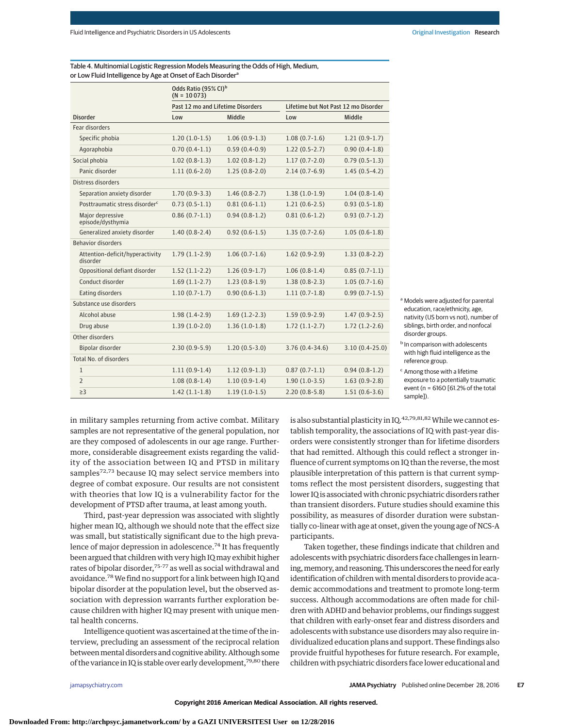Table 4. Multinomial Logistic Regression Models Measuring the Odds of High, Medium, or Low Fluid Intelligence by Age at Onset of Each Disorder[a]

| Disorder | Odds Ratio (95% CI)[b] (N = 10 073) | | | |
|---|---|---|---|---|
| | Past 12 mo and Lifetime Disorders | | Lifetime but Not Past 12 mo Disorder | |
| | Low | Middle | Low | Middle |
| Fear disorders | | | | |
| Specific phobia | 1.20 (1.0-1.5) | 1.06 (0.9-1.3) | 1.08 (0.7-1.6) | 1.21 (0.9-1.7) |
| Agoraphobia | 0.70 (0.4-1.1) | 0.59 (0.4-0.9) | 1.22 (0.5-2.7) | 0.90 (0.4-1.8) |
| Social phobia | 1.02 (0.8-1.3) | 1.02 (0.8-1.2) | 1.17 (0.7-2.0) | 0.79 (0.5-1.3) |
| Panic disorder | 1.11 (0.6-2.0) | 1.25 (0.8-2.0) | 2.14 (0.7-6.9) | 1.45 (0.5-4.2) |
| Distress disorders | | | | |
| Separation anxiety disorder | 1.70 (0.9-3.3) | 1.46 (0.8-2.7) | 1.38 (1.0-1.9) | 1.04 (0.8-1.4) |
| Posttraumatic stress disorder[c] | 0.73 (0.5-1.1) | 0.81 (0.6-1.1) | 1.21 (0.6-2.5) | 0.93 (0.5-1.8) |
| Major depressive episode/dysthymia | 0.86 (0.7-1.1) | 0.94 (0.8-1.2) | 0.81 (0.6-1.2) | 0.93 (0.7-1.2) |
| Generalized anxiety disorder | 1.40 (0.8-2.4) | 0.92 (0.6-1.5) | 1.35 (0.7-2.6) | 1.05 (0.6-1.8) |
| Behavior disorders | | | | |
| Attention-deficit/hyperactivity disorder | 1.79 (1.1-2.9) | 1.06 (0.7-1.6) | 1.62 (0.9-2.9) | 1.33 (0.8-2.2) |
| Oppositional defiant disorder | 1.52 (1.1-2.2) | 1.26 (0.9-1.7) | 1.06 (0.8-1.4) | 0.85 (0.7-1.1) |
| Conduct disorder | 1.69 (1.1-2.7) | 1.23 (0.8-1.9) | 1.38 (0.8-2.3) | 1.05 (0.7-1.6) |
| Eating disorders | 1.10 (0.7-1.7) | 0.90 (0.6-1.3) | 1.11 (0.7-1.8) | 0.99 (0.7-1.5) |
| Substance use disorders | | | | |
| Alcohol abuse | 1.98 (1.4-2.9) | 1.69 (1.2-2.3) | 1.59 (0.9-2.9) | 1.47 (0.9-2.5) |
| Drug abuse | 1.39 (1.0-2.0) | 1.36 (1.0-1.8) | 1.72 (1.1-2.7) | 1.72 (1.2-2.6) |
| Other disorders | | | | |
| Bipolar disorder | 2.30 (0.9-5.9) | 1.20 (0.5-3.0) | 3.76 (0.4-34.6) | 3.10 (0.4-25.0) |
| Total No. of disorders | | | | |
| 1 | 1.11 (0.9-1.4) | 1.12 (0.9-1.3) | 0.87 (0.7-1.1) | 0.94 (0.8-1.2) |
| 2 | 1.08 (0.8-1.4) | 1.10 (0.9-1.4) | 1.90 (1.0-3.5) | 1.63 (0.9-2.8) |
| ≥3 | 1.42 (1.1-1.8) | 1.19 (1.0-1.5) | 2.20 (0.8-5.8) | 1.51 (0.6-3.6) |

[a] Models were adjusted for parental education, race/ethnicity, age, nativity (US born vs not), number of siblings, birth order, and nonfocal disorder groups.

[b] In comparison with adolescents with high fluid intelligence as the reference group.

[c] Among those with a lifetime exposure to a potentially traumatic event (n = 6160 [61.2% of the total sample]).

in military samples returning from active combat. Military samples are not representative of the general population, nor are they composed of adolescents in our age range. Furthermore, considerable disagreement exists regarding the validity of the association between IQ and PTSD in military samples[72,73] because IQ may select service members into degree of combat exposure. Our results are not consistent with theories that low IQ is a vulnerability factor for the development of PTSD after trauma, at least among youth.

Third, past-year depression was associated with slightly higher mean IQ, although we should note that the effect size was small, but statistically significant due to the high prevalence of major depression in adolescence.[74] It has frequently been argued that children with very high IQ may exhibit higher rates of bipolar disorder,[75-77] as well as social withdrawal and avoidance.[78] We find no support for a link between high IQ and bipolar disorder at the population level, but the observed association with depression warrants further exploration because children with higher IQ may present with unique mental health concerns.

Intelligence quotient was ascertained at the time of the interview, precluding an assessment of the reciprocal relation between mental disorders and cognitive ability. Although some of the variance in IQ is stable over early development,[79,80] there is also substantial plasticity in IQ.[42,79,81,82] While we cannot establish temporality, the associations of IQ with past-year disorders were consistently stronger than for lifetime disorders that had remitted. Although this could reflect a stronger influence of current symptoms on IQ than the reverse, the most plausible interpretation of this pattern is that current symptoms reflect the most persistent disorders, suggesting that lower IQ is associated with chronic psychiatric disorders rather than transient disorders. Future studies should examine this possibility, as measures of disorder duration were substantially co-linear with age at onset, given the young age of NCS-A participants.

Taken together, these findings indicate that children and adolescents with psychiatric disorders face challenges in learning, memory, and reasoning. This underscores the need for early identification of children with mental disorders to provide academic accommodations and treatment to promote long-term success. Although accommodations are often made for children with ADHD and behavior problems, our findings suggest that children with early-onset fear and distress disorders and adolescents with substance use disorders may also require individualized education plans and support. These findings also provide fruitful hypotheses for future research. For example, children with psychiatric disorders face lower educational and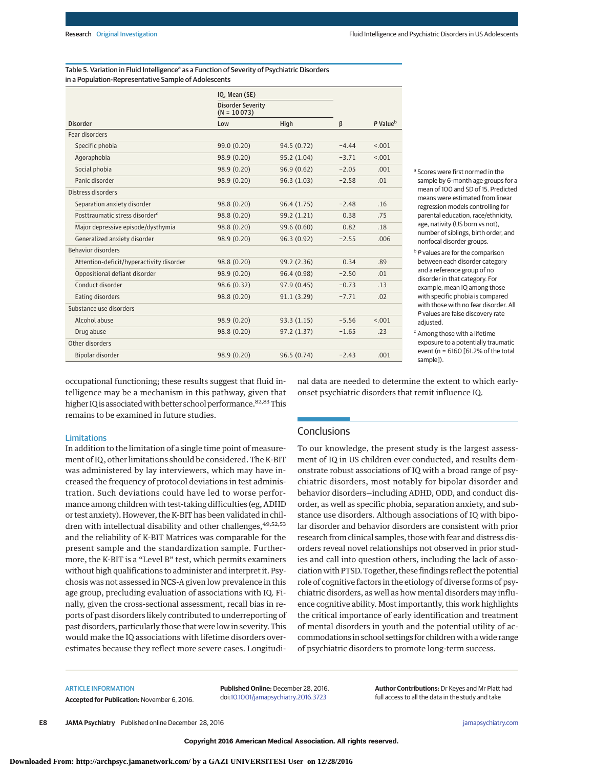Table 5. Variation in Fluid Intelligence[a] as a Function of Severity of Psychiatric Disorders in a Population-Representative Sample of Adolescents

| Disorder | IQ, Mean (SE) Disorder Severity (N = 10 073) Low | High | β | P Value[b] |
|---|---|---|---|---|
| **Fear disorders** | | | | |
| Specific phobia | 99.0 (0.20) | 94.5 (0.72) | −4.44 | <.001 |
| Agoraphobia | 98.9 (0.20) | 95.2 (1.04) | −3.71 | <.001 |
| Social phobia | 98.9 (0.20) | 96.9 (0.62) | −2.05 | .001 |
| Panic disorder | 98.9 (0.20) | 96.3 (1.03) | −2.58 | .01 |
| **Distress disorders** | | | | |
| Separation anxiety disorder | 98.8 (0.20) | 96.4 (1.75) | −2.48 | .16 |
| Posttraumatic stress disorder[c] | 98.8 (0.20) | 99.2 (1.21) | 0.38 | .75 |
| Major depressive episode/dysthymia | 98.8 (0.20) | 99.6 (0.60) | 0.82 | .18 |
| Generalized anxiety disorder | 98.9 (0.20) | 96.3 (0.92) | −2.55 | .006 |
| **Behavior disorders** | | | | |
| Attention-deficit/hyperactivity disorder | 98.8 (0.20) | 99.2 (2.36) | 0.34 | .89 |
| Oppositional defiant disorder | 98.9 (0.20) | 96.4 (0.98) | −2.50 | .01 |
| Conduct disorder | 98.6 (0.32) | 97.9 (0.45) | −0.73 | .13 |
| Eating disorders | 98.8 (0.20) | 91.1 (3.29) | −7.71 | .02 |
| **Substance use disorders** | | | | |
| Alcohol abuse | 98.9 (0.20) | 93.3 (1.15) | −5.56 | <.001 |
| Drug abuse | 98.8 (0.20) | 97.2 (1.37) | −1.65 | .23 |
| **Other disorders** | | | | |
| Bipolar disorder | 98.9 (0.20) | 96.5 (0.74) | −2.43 | .001 |

[a] Scores were first normed in the sample by 6-month age groups for a mean of 100 and SD of 15. Predicted means were estimated from linear regression models controlling for parental education, race/ethnicity, age, nativity (US born vs not), number of siblings, birth order, and nonfocal disorder groups.

[b] *P* values are for the comparison between each disorder category and a reference group of no disorder in that category. For example, mean IQ among those with specific phobia is compared with those with no fear disorder. All *P* values are false discovery rate adjusted.

[c] Among those with a lifetime exposure to a potentially traumatic event (n = 6160 [61.2% of the total sample]).

occupational functioning; these results suggest that fluid intelligence may be a mechanism in this pathway, given that higher IQ is associated with better school performance.[82,83] This remains to be examined in future studies.

### Limitations

In addition to the limitation of a single time point of measurement of IQ, other limitations should be considered. The K-BIT was administered by lay interviewers, which may have increased the frequency of protocol deviations in test administration. Such deviations could have led to worse performance among children with test-taking difficulties (eg, ADHD or test anxiety). However, the K-BIT has been validated in children with intellectual disability and other challenges,[49,52,53] and the reliability of K-BIT Matrices was comparable for the present sample and the standardization sample. Furthermore, the K-BIT is a "Level B" test, which permits examiners without high qualifications to administer and interpret it. Psychosis was not assessed in NCS-A given low prevalence in this age group, precluding evaluation of associations with IQ. Finally, given the cross-sectional assessment, recall bias in reports of past disorders likely contributed to underreporting of past disorders, particularly those that were low in severity. This would make the IQ associations with lifetime disorders overestimates because they reflect more severe cases. Longitudinal data are needed to determine the extent to which early-onset psychiatric disorders that remit influence IQ.

## Conclusions

To our knowledge, the present study is the largest assessment of IQ in US children ever conducted, and results demonstrate robust associations of IQ with a broad range of psychiatric disorders, most notably for bipolar disorder and behavior disorders—including ADHD, ODD, and conduct disorder, as well as specific phobia, separation anxiety, and substance use disorders. Although associations of IQ with bipolar disorder and behavior disorders are consistent with prior research from clinical samples, those with fear and distress disorders reveal novel relationships not observed in prior studies and call into question others, including the lack of association with PTSD. Together, these findings reflect the potential role of cognitive factors in the etiology of diverse forms of psychiatric disorders, as well as how mental disorders may influence cognitive ability. Most importantly, this work highlights the critical importance of early identification and treatment of mental disorders in youth and the potential utility of accommodations in school settings for children with a wide range of psychiatric disorders to promote long-term success.

ARTICLE INFORMATION

**Accepted for Publication:** November 6, 2016.

**Published Online:** December 28, 2016. doi:10.1001/jamapsychiatry.2016.3723

**Author Contributions:** Dr Keyes and Mr Platt had full access to all the data in the study and take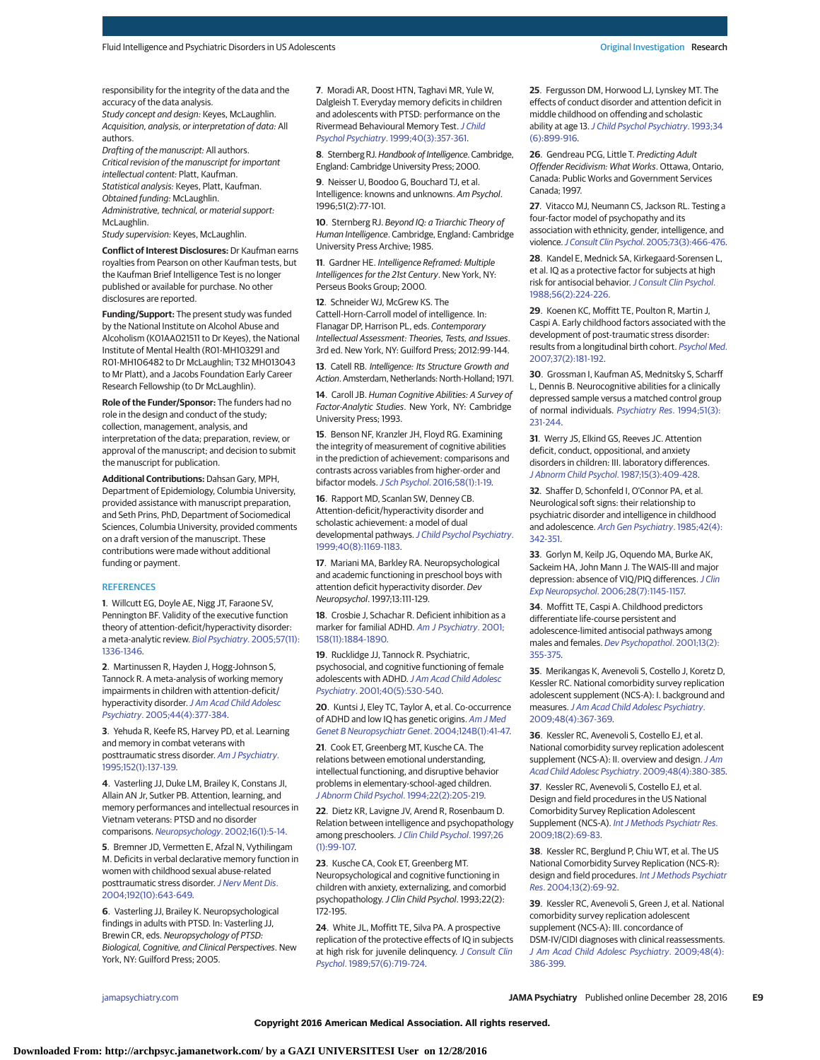responsibility for the integrity of the data and the accuracy of the data analysis.
*Study concept and design:* Keyes, McLaughlin.
*Acquisition, analysis, or interpretation of data:* All authors.
*Drafting of the manuscript:* All authors.
*Critical revision of the manuscript for important intellectual content:* Platt, Kaufman.
*Statistical analysis:* Keyes, Platt, Kaufman.
*Obtained funding:* McLaughlin.
*Administrative, technical, or material support:* McLaughlin.
*Study supervision:* Keyes, McLaughlin.

**Conflict of Interest Disclosures:** Dr Kaufman earns royalties from Pearson on other Kaufman tests, but the Kaufman Brief Intelligence Test is no longer published or available for purchase. No other disclosures are reported.

**Funding/Support:** The present study was funded by the National Institute on Alcohol Abuse and Alcoholism (K01AA021511 to Dr Keyes), the National Institute of Mental Health (R01-MH103291 and R01-MH106482 to Dr McLaughlin; T32 MH013043 to Mr Platt), and a Jacobs Foundation Early Career Research Fellowship (to Dr McLaughlin).

**Role of the Funder/Sponsor:** The funders had no role in the design and conduct of the study; collection, management, analysis, and interpretation of the data; preparation, review, or approval of the manuscript; and decision to submit the manuscript for publication.

**Additional Contributions:** Dahsan Gary, MPH, Department of Epidemiology, Columbia University, provided assistance with manuscript preparation, and Seth Prins, PhD, Department of Sociomedical Sciences, Columbia University, provided comments on a draft version of the manuscript. These contributions were made without additional funding or payment.

## REFERENCES

1. Willcutt EG, Doyle AE, Nigg JT, Faraone SV, Pennington BF. Validity of the executive function theory of attention-deficit/hyperactivity disorder: a meta-analytic review. *Biol Psychiatry*. 2005;57(11):1336-1346.

2. Martinussen R, Hayden J, Hogg-Johnson S, Tannock R. A meta-analysis of working memory impairments in children with attention-deficit/hyperactivity disorder. *J Am Acad Child Adolesc Psychiatry*. 2005;44(4):377-384.

3. Yehuda R, Keefe RS, Harvey PD, et al. Learning and memory in combat veterans with posttraumatic stress disorder. *Am J Psychiatry*. 1995;152(1):137-139.

4. Vasterling JJ, Duke LM, Brailey K, Constans JI, Allain AN Jr, Sutker PB. Attention, learning, and memory performances and intellectual resources in Vietnam veterans: PTSD and no disorder comparisons. *Neuropsychology*. 2002;16(1):5-14.

5. Bremner JD, Vermetten E, Afzal N, Vythilingam M. Deficits in verbal declarative memory function in women with childhood sexual abuse-related posttraumatic stress disorder. *J Nerv Ment Dis*. 2004;192(10):643-649.

6. Vasterling JJ, Brailey K. Neuropsychological findings in adults with PTSD. In: Vasterling JJ, Brewin CR, eds. *Neuropsychology of PTSD: Biological, Cognitive, and Clinical Perspectives*. New York, NY: Guilford Press; 2005.

7. Moradi AR, Doost HTN, Taghavi MR, Yule W, Dalgleish T. Everyday memory deficits in children and adolescents with PTSD: performance on the Rivermead Behavioural Memory Test. *J Child Psychol Psychiatry*. 1999;40(3):357-361.

8. Sternberg RJ. *Handbook of Intelligence*. Cambridge, England: Cambridge University Press; 2000.

9. Neisser U, Boodoo G, Bouchard TJ, et al. Intelligence: knowns and unknowns. *Am Psychol*. 1996;51(2):77-101.

10. Sternberg RJ. *Beyond IQ: a Triarchic Theory of Human Intelligence*. Cambridge, England: Cambridge University Press Archive; 1985.

11. Gardner HE. *Intelligence Reframed: Multiple Intelligences for the 21st Century*. New York, NY: Perseus Books Group; 2000.

12. Schneider WJ, McGrew KS. The Cattell-Horn-Carroll model of intelligence. In: Flanagan DP, Harrison PL, eds. *Contemporary Intellectual Assessment: Theories, Tests, and Issues*. 3rd ed. New York, NY: Guilford Press; 2012:99-144.

13. Catell RB. *Intelligence: Its Structure Growth and Action*. Amsterdam, Netherlands: North-Holland; 1971.

14. Caroll JB. *Human Cognitive Abilities: A Survey of Factor-Analytic Studies*. New York, NY: Cambridge University Press; 1993.

15. Benson NF, Kranzler JH, Floyd RG. Examining the integrity of measurement of cognitive abilities in the prediction of achievement: comparisons and contrasts across variables from higher-order and bifactor models. *J Sch Psychol*. 2016;58(1):1-19.

16. Rapport MD, Scanlan SW, Denney CB. Attention-deficit/hyperactivity disorder and scholastic achievement: a model of dual developmental pathways. *J Child Psychol Psychiatry*. 1999;40(8):1169-1183.

17. Mariani MA, Barkley RA. Neuropsychological and academic functioning in preschool boys with attention deficit hyperactivity disorder. *Dev Neuropsychol*. 1997;13:111-129.

18. Crosbie J, Schachar R. Deficient inhibition as a marker for familial ADHD. *Am J Psychiatry*. 2001;158(11):1884-1890.

19. Rucklidge JJ, Tannock R. Psychiatric, psychosocial, and cognitive functioning of female adolescents with ADHD. *J Am Acad Child Adolesc Psychiatry*. 2001;40(5):530-540.

20. Kuntsi J, Eley TC, Taylor A, et al. Co-occurrence of ADHD and low IQ has genetic origins. *Am J Med Genet B Neuropsychiatr Genet*. 2004;124B(1):41-47.

21. Cook ET, Greenberg MT, Kusche CA. The relations between emotional understanding, intellectual functioning, and disruptive behavior problems in elementary-school-aged children. *J Abnorm Child Psychol*. 1994;22(2):205-219.

22. Dietz KR, Lavigne JV, Arend R, Rosenbaum D. Relation between intelligence and psychopathology among preschoolers. *J Clin Child Psychol*. 1997;26(1):99-107.

23. Kusche CA, Cook ET, Greenberg MT. Neuropsychological and cognitive functioning in children with anxiety, externalizing, and comorbid psychopathology. *J Clin Child Psychol*. 1993;22(2):172-195.

24. White JL, Moffitt TE, Silva PA. A prospective replication of the protective effects of IQ in subjects at high risk for juvenile delinquency. *J Consult Clin Psychol*. 1989;57(6):719-724.

25. Fergusson DM, Horwood LJ, Lynskey MT. The effects of conduct disorder and attention deficit in middle childhood on offending and scholastic ability at age 13. *J Child Psychol Psychiatry*. 1993;34(6):899-916.

26. Gendreau PCG, Little T. *Predicting Adult Offender Recidivism: What Works*. Ottawa, Ontario, Canada: Public Works and Government Services Canada; 1997.

27. Vitacco MJ, Neumann CS, Jackson RL. Testing a four-factor model of psychopathy and its association with ethnicity, gender, intelligence, and violence. *J Consult Clin Psychol*. 2005;73(3):466-476.

28. Kandel E, Mednick SA, Kirkegaard-Sorensen L, et al. IQ as a protective factor for subjects at high risk for antisocial behavior. *J Consult Clin Psychol*. 1988;56(2):224-226.

29. Koenen KC, Moffitt TE, Poulton R, Martin J, Caspi A. Early childhood factors associated with the development of post-traumatic stress disorder: results from a longitudinal birth cohort. *Psychol Med*. 2007;37(2):181-192.

30. Grossman I, Kaufman AS, Mednitsky S, Scharff L, Dennis B. Neurocognitive abilities for a clinically depressed sample versus a matched control group of normal individuals. *Psychiatry Res*. 1994;51(3):231-244.

31. Werry JS, Elkind GS, Reeves JC. Attention deficit, conduct, oppositional, and anxiety disorders in children: III. laboratory differences. *J Abnorm Child Psychol*. 1987;15(3):409-428.

32. Shaffer D, Schonfeld I, O'Connor PA, et al. Neurological soft signs: their relationship to psychiatric disorder and intelligence in childhood and adolescence. *Arch Gen Psychiatry*. 1985;42(4):342-351.

33. Gorlyn M, Keilp JG, Oquendo MA, Burke AK, Sackeim HA, John Mann J. The WAIS-III and major depression: absence of VIQ/PIQ differences. *J Clin Exp Neuropsychol*. 2006;28(7):1145-1157.

34. Moffitt TE, Caspi A. Childhood predictors differentiate life-course persistent and adolescence-limited antisocial pathways among males and females. *Dev Psychopathol*. 2001;13(2):355-375.

35. Merikangas K, Avenevoli S, Costello J, Koretz D, Kessler RC. National comorbidity survey replication adolescent supplement (NCS-A): I. background and measures. *J Am Acad Child Adolesc Psychiatry*. 2009;48(4):367-369.

36. Kessler RC, Avenevoli S, Costello EJ, et al. National comorbidity survey replication adolescent supplement (NCS-A): II. overview and design. *J Am Acad Child Adolesc Psychiatry*. 2009;48(4):380-385.

37. Kessler RC, Avenevoli S, Costello EJ, et al. Design and field procedures in the US National Comorbidity Survey Replication Adolescent Supplement (NCS-A). *Int J Methods Psychiatr Res*. 2009;18(2):69-83.

38. Kessler RC, Berglund P, Chiu WT, et al. The US National Comorbidity Survey Replication (NCS-R): design and field procedures. *Int J Methods Psychiatr Res*. 2004;13(2):69-92.

39. Kessler RC, Avenevoli S, Green J, et al. National comorbidity survey replication adolescent supplement (NCS-A): III. concordance of DSM-IV/CIDI diagnoses with clinical reassessments. *J Am Acad Child Adolesc Psychiatry*. 2009;48(4):386-399.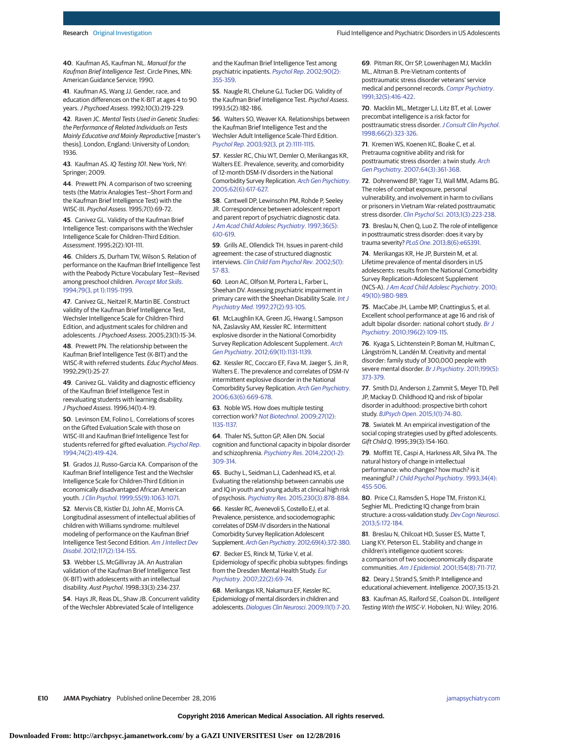40. Kaufman AS, Kaufman NL. *Manual for the Kaufman Brief Intelligence Test*. Circle Pines, MN: American Guidance Service; 1990.

41. Kaufman AS, Wang JJ. Gender, race, and education differences on the K-BIT at ages 4 to 90 years. *J Psychoed Assess*. 1992;10(3):219-229.

42. Raven JC. *Mental Tests Used in Genetic Studies: the Performance of Related Individuals on Tests Mainly Educative and Mainly Reproductive* [master's thesis]. London, England: University of London; 1936.

43. Kaufman AS. *IQ Testing 101*. New York, NY: Springer; 2009.

44. Prewett PN. A comparison of two screening tests (the Matrix Analogies Test—Short Form and the Kaufman Brief Intelligence Test) with the WISC-III. *Psychol Assess*. 1995;7(1):69-72.

45. Canivez GL. Validity of the Kaufman Brief Intelligence Test: comparisons with the Wechsler Intelligence Scale for Children-Third Edition. *Assessment*. 1995;2(2):101-111.

46. Childers JS, Durham TW, Wilson S. Relation of performance on the Kaufman Brief Intelligence Test with the Peabody Picture Vocabulary Test—Revised among preschool children. *Percept Mot Skills*. 1994;79(3, pt 1):1195-1199.

47. Canivez GL, Neitzel R, Martin BE. Construct validity of the Kaufman Brief Intelligence Test, Wechsler Intelligence Scale for Children-Third Edition, and adjustment scales for children and adolescents. *J Psychoed Assess*. 2005;23(1):15-34.

48. Prewett PN. The relationship between the Kaufman Brief Intelligence Test (K-BIT) and the WISC-R with referred students. *Educ Psychol Meas*. 1992;29(1):25-27.

49. Canivez GL. Validity and diagnostic efficiency of the Kaufman Brief Intelligence Test in reevaluating students with learning disability. *J Psychoed Assess*. 1996;14(1):4-19.

50. Levinson EM, Folino L. Correlations of scores on the Gifted Evaluation Scale with those on WISC-III and Kaufman Brief Intelligence Test for students referred for gifted evaluation. *Psychol Rep*. 1994;74(2):419-424.

51. Grados JJ, Russo-Garcia KA. Comparison of the Kaufman Brief Intelligence Test and the Wechsler Intelligence Scale for Children-Third Edition in economically disadvantaged African American youth. *J Clin Psychol*. 1999;55(9):1063-1071.

52. Mervis CB, Kistler DJ, John AE, Morris CA. Longitudinal assessment of intellectual abilities of children with Williams syndrome: multilevel modeling of performance on the Kaufman Brief Intelligence Test-Second Edition. *Am J Intellect Dev Disabil*. 2012;117(2):134-155.

53. Webber LS, McGillivray JA. An Australian validation of the Kaufman Brief Intelligence Test (K-BIT) with adolescents with an intellectual disability. *Aust Psychol*. 1998;33(3):234-237.

54. Hays JR, Reas DL, Shaw JB. Concurrent validity of the Wechsler Abbreviated Scale of Intelligence and the Kaufman Brief Intelligence Test among psychiatric inpatients. *Psychol Rep*. 2002;90(2):355-359.

55. Naugle RI, Chelune GJ, Tucker DG. Validity of the Kaufman Brief Intelligence Test. *Psychol Assess*. 1993;5(2):182-186.

56. Walters SO, Weaver KA. Relationships between the Kaufman Brief Intelligence Test and the Wechsler Adult Intelligence Scale-Third Edition. *Psychol Rep*. 2003;92(3, pt 2):1111-1115.

57. Kessler RC, Chiu WT, Demler O, Merikangas KR, Walters EE. Prevalence, severity, and comorbidity of 12-month DSM-IV disorders in the National Comorbidity Survey Replication. *Arch Gen Psychiatry*. 2005;62(6):617-627.

58. Cantwell DP, Lewinsohn PM, Rohde P, Seeley JR. Correspondence between adolescent report and parent report of psychiatric diagnostic data. *J Am Acad Child Adolesc Psychiatry*. 1997;36(5):610-619.

59. Grills AE, Ollendick TH. Issues in parent-child agreement: the case of structured diagnostic interviews. *Clin Child Fam Psychol Rev*. 2002;5(1):57-83.

60. Leon AC, Olfson M, Portera L, Farber L, Sheehan DV. Assessing psychiatric impairment in primary care with the Sheehan Disability Scale. *Int J Psychiatry Med*. 1997;27(2):93-105.

61. McLaughlin KA, Green JG, Hwang I, Sampson NA, Zaslavsky AM, Kessler RC. Intermittent explosive disorder in the National Comorbidity Survey Replication Adolescent Supplement. *Arch Gen Psychiatry*. 2012;69(11):1131-1139.

62. Kessler RC, Coccaro EF, Fava M, Jaeger S, Jin R, Walters E. The prevalence and correlates of DSM-IV intermittent explosive disorder in the National Comorbidity Survey Replication. *Arch Gen Psychiatry*. 2006;63(6):669-678.

63. Noble WS. How does multiple testing correction work? *Nat Biotechnol*. 2009;27(12):1135-1137.

64. Thaler NS, Sutton GP, Allen DN. Social cognition and functional capacity in bipolar disorder and schizophrenia. *Psychiatry Res*. 2014;220(1-2):309-314.

65. Buchy L, Seidman LJ, Cadenhead KS, et al. Evaluating the relationship between cannabis use and IQ in youth and young adults at clinical high risk of psychosis. *Psychiatry Res*. 2015;230(3):878-884.

66. Kessler RC, Avenevoli S, Costello EJ, et al. Prevalence, persistence, and sociodemographic correlates of DSM-IV disorders in the National Comorbidity Survey Replication Adolescent Supplement. *Arch Gen Psychiatry*. 2012;69(4):372-380.

67. Becker ES, Rinck M, Türke V, et al. Epidemiology of specific phobia subtypes: findings from the Dresden Mental Health Study. *Eur Psychiatry*. 2007;22(2):69-74.

68. Merikangas KR, Nakamura EF, Kessler RC. Epidemiology of mental disorders in children and adolescents. *Dialogues Clin Neurosci*. 2009;11(1):7-20.

69. Pitman RK, Orr SP, Lowenhagen MJ, Macklin ML, Altman B. Pre-Vietnam contents of posttraumatic stress disorder veterans' service medical and personnel records. *Compr Psychiatry*. 1991;32(5):416-422.

70. Macklin ML, Metzger LJ, Litz BT, et al. Lower precombat intelligence is a risk factor for posttraumatic stress disorder. *J Consult Clin Psychol*. 1998;66(2):323-326.

71. Kremen WS, Koenen KC, Boake C, et al. Pretrauma cognitive ability and risk for posttraumatic stress disorder: a twin study. *Arch Gen Psychiatry*. 2007;64(3):361-368.

72. Dohrenwend BP, Yager TJ, Wall MM, Adams BG. The roles of combat exposure, personal vulnerability, and involvement in harm to civilians or prisoners in Vietnam War-related posttraumatic stress disorder. *Clin Psychol Sci*. 2013;1(3):223-238.

73. Breslau N, Chen Q, Luo Z. The role of intelligence in posttraumatic stress disorder: does it vary by trauma severity? *PLoS One*. 2013;8(6):e65391.

74. Merikangas KR, He JP, Burstein M, et al. Lifetime prevalence of mental disorders in US adolescents: results from the National Comorbidity Survey Replication–Adolescent Supplement (NCS-A). *J Am Acad Child Adolesc Psychiatry*. 2010;49(10):980-989.

75. MacCabe JH, Lambe MP, Cnattingius S, et al. Excellent school performance at age 16 and risk of adult bipolar disorder: national cohort study. *Br J Psychiatry*. 2010;196(2):109-115.

76. Kyaga S, Lichtenstein P, Boman M, Hultman C, Långström N, Landén M. Creativity and mental disorder: family study of 300,000 people with severe mental disorder. *Br J Psychiatry*. 2011;199(5):373-379.

77. Smith DJ, Anderson J, Zammit S, Meyer TD, Pell JP, Mackay D. Childhood IQ and risk of bipolar disorder in adulthood: prospective birth cohort study. *BJPsych Open*. 2015;1(1):74-80.

78. Swiatek M. An empirical investigation of the social coping strategies used by gifted adolescents. *Gift Child Q*. 1995;39(3):154-160.

79. Moffitt TE, Caspi A, Harkness AR, Silva PA. The natural history of change in intellectual performance: who changes? how much? is it meaningful? *J Child Psychol Psychiatry*. 1993;34(4):455-506.

80. Price CJ, Ramsden S, Hope TM, Friston KJ, Seghier ML. Predicting IQ change from brain structure: a cross-validation study. *Dev Cogn Neurosci*. 2013;5:172-184.

81. Breslau N, Chilcoat HD, Susser ES, Matte T, Liang KY, Peterson EL. Stability and change in children's intelligence quotient scores: a comparison of two socioeconomically disparate communities. *Am J Epidemiol*. 2001;154(8):711-717.

82. Deary J, Strand S, Smith P. Intelligence and educational achievement. *Intelligence*. 2007;35:13-21.

83. Kaufman AS, Raiford SE, Coalson DL. *Intelligent Testing With the WISC-V*. Hoboken, NJ: Wiley; 2016.